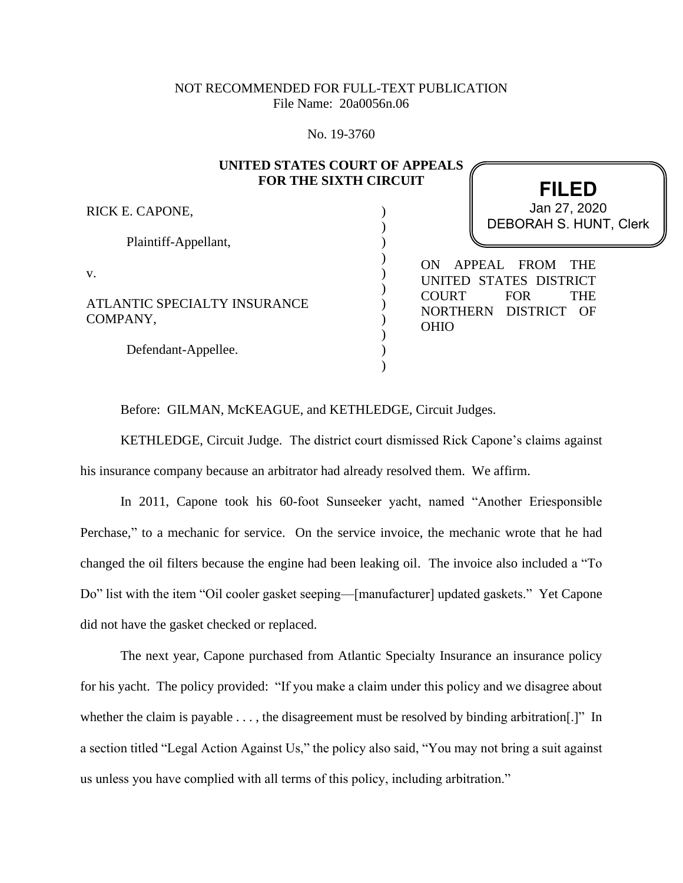NOT RECOMMENDED FOR FULL-TEXT PUBLICATION
File Name: 20a0056n.06

No. 19-3760

**UNITED STATES COURT OF APPEALS**
**FOR THE SIXTH CIRCUIT**

**FILED**
Jan 27, 2020
DEBORAH S. HUNT, Clerk

RICK E. CAPONE,

Plaintiff-Appellant,

v.

ATLANTIC SPECIALTY INSURANCE COMPANY,

Defendant-Appellee.

ON APPEAL FROM THE UNITED STATES DISTRICT COURT FOR THE NORTHERN DISTRICT OF OHIO

Before: GILMAN, McKEAGUE, and KETHLEDGE, Circuit Judges.

KETHLEDGE, Circuit Judge. The district court dismissed Rick Capone's claims against his insurance company because an arbitrator had already resolved them. We affirm.

In 2011, Capone took his 60-foot Sunseeker yacht, named "Another Eriesponsible Perchase," to a mechanic for service. On the service invoice, the mechanic wrote that he had changed the oil filters because the engine had been leaking oil. The invoice also included a "To Do" list with the item "Oil cooler gasket seeping—[manufacturer] updated gaskets." Yet Capone did not have the gasket checked or replaced.

The next year, Capone purchased from Atlantic Specialty Insurance an insurance policy for his yacht. The policy provided: "If you make a claim under this policy and we disagree about whether the claim is payable . . . , the disagreement must be resolved by binding arbitration[.]" In a section titled "Legal Action Against Us," the policy also said, "You may not bring a suit against us unless you have complied with all terms of this policy, including arbitration."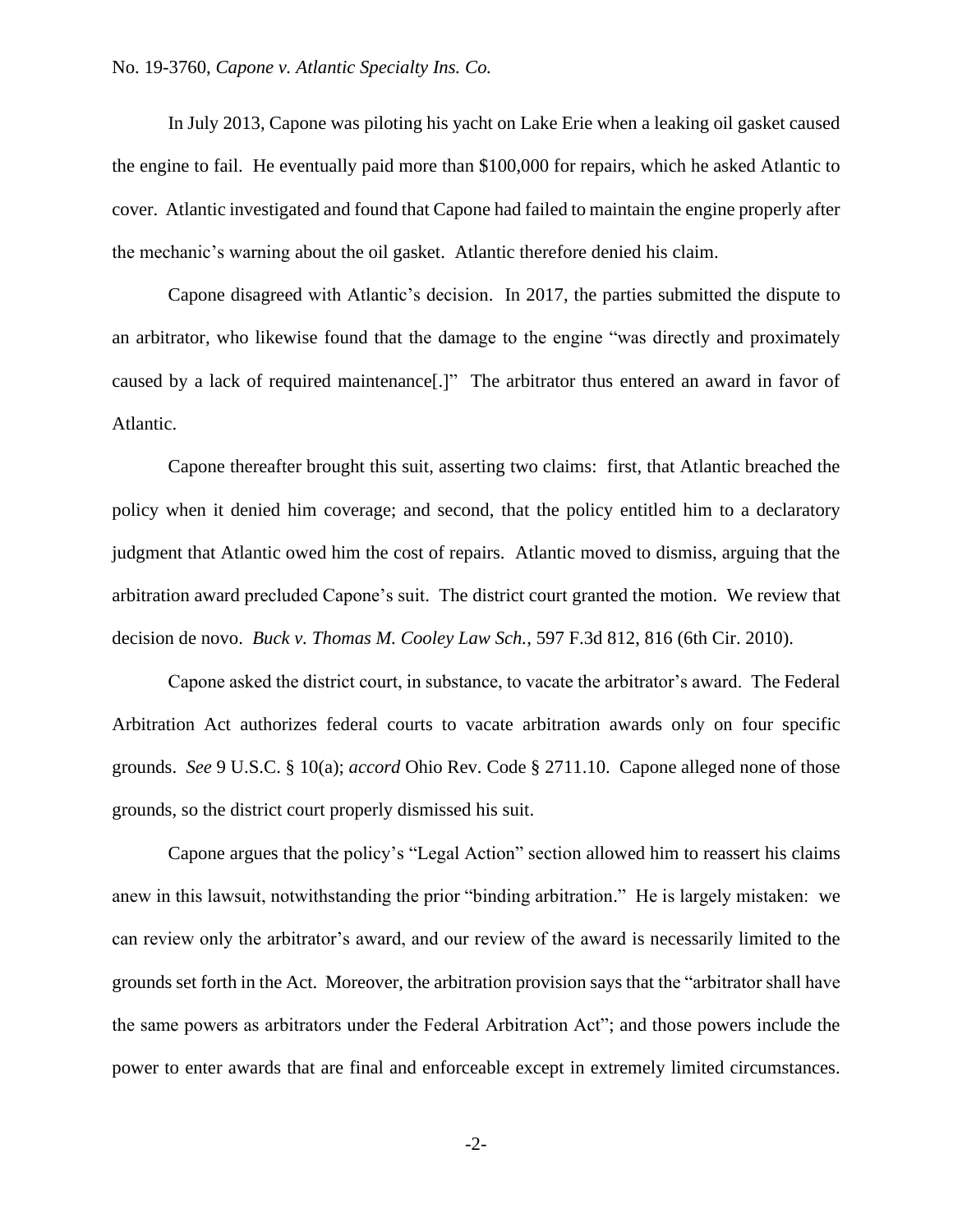In July 2013, Capone was piloting his yacht on Lake Erie when a leaking oil gasket caused the engine to fail. He eventually paid more than $100,000 for repairs, which he asked Atlantic to cover. Atlantic investigated and found that Capone had failed to maintain the engine properly after the mechanic's warning about the oil gasket. Atlantic therefore denied his claim.

Capone disagreed with Atlantic's decision. In 2017, the parties submitted the dispute to an arbitrator, who likewise found that the damage to the engine "was directly and proximately caused by a lack of required maintenance[.]" The arbitrator thus entered an award in favor of Atlantic.

Capone thereafter brought this suit, asserting two claims: first, that Atlantic breached the policy when it denied him coverage; and second, that the policy entitled him to a declaratory judgment that Atlantic owed him the cost of repairs. Atlantic moved to dismiss, arguing that the arbitration award precluded Capone's suit. The district court granted the motion. We review that decision de novo. *Buck v. Thomas M. Cooley Law Sch.*, 597 F.3d 812, 816 (6th Cir. 2010).

Capone asked the district court, in substance, to vacate the arbitrator's award. The Federal Arbitration Act authorizes federal courts to vacate arbitration awards only on four specific grounds. *See* 9 U.S.C. § 10(a); *accord* Ohio Rev. Code § 2711.10. Capone alleged none of those grounds, so the district court properly dismissed his suit.

Capone argues that the policy's "Legal Action" section allowed him to reassert his claims anew in this lawsuit, notwithstanding the prior "binding arbitration." He is largely mistaken: we can review only the arbitrator's award, and our review of the award is necessarily limited to the grounds set forth in the Act. Moreover, the arbitration provision says that the "arbitrator shall have the same powers as arbitrators under the Federal Arbitration Act"; and those powers include the power to enter awards that are final and enforceable except in extremely limited circumstances.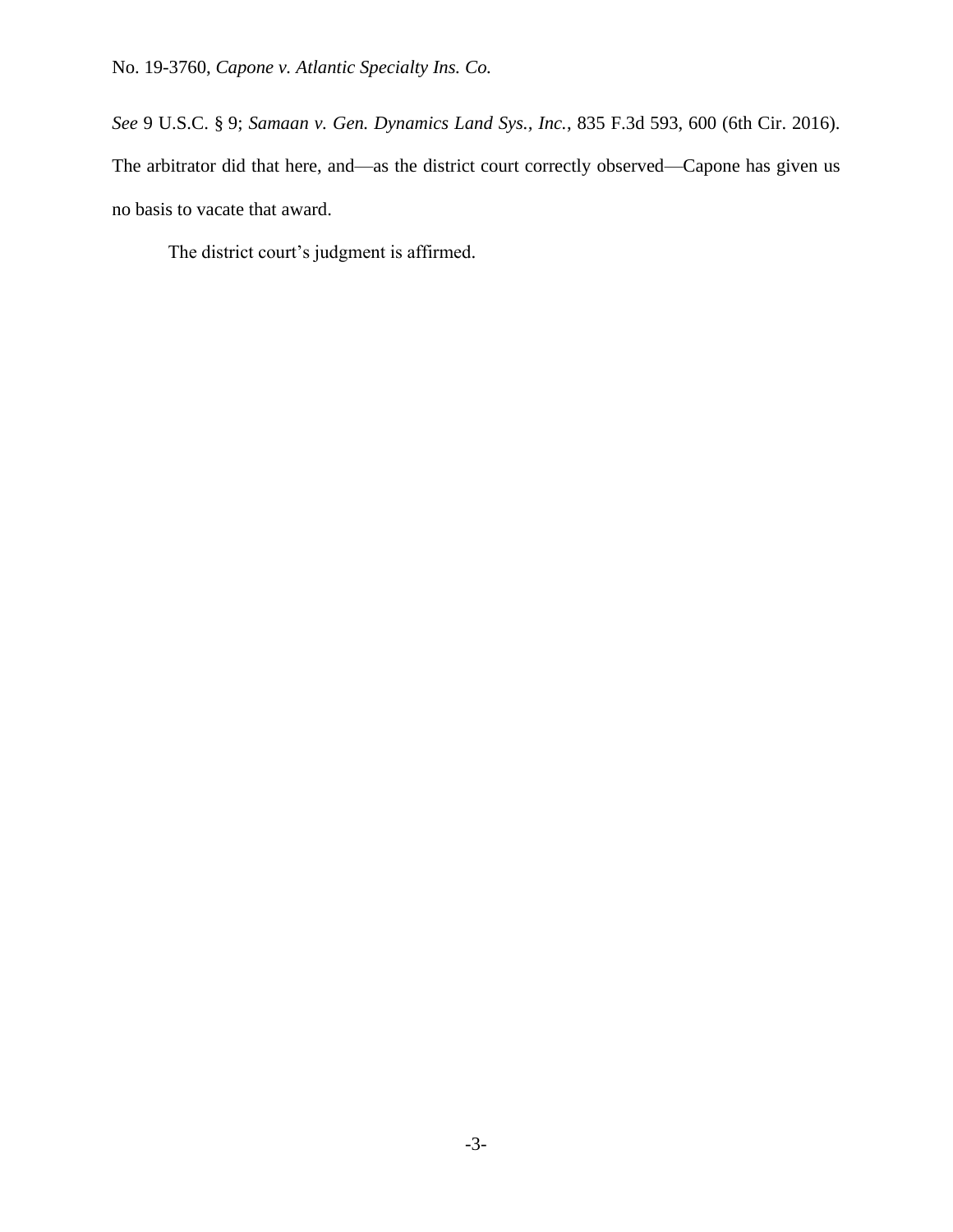*See* 9 U.S.C. § 9; *Samaan v. Gen. Dynamics Land Sys., Inc.*, 835 F.3d 593, 600 (6th Cir. 2016). The arbitrator did that here, and—as the district court correctly observed—Capone has given us no basis to vacate that award.

The district court's judgment is affirmed.